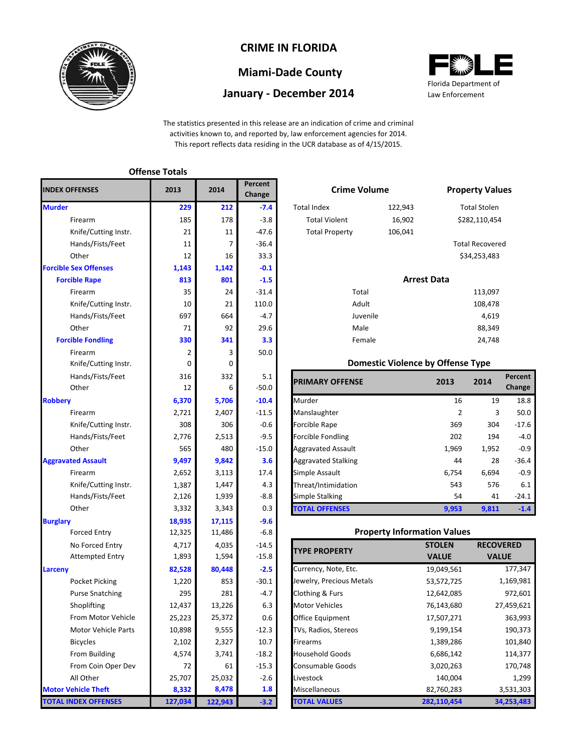# CRIME IN FLORIDA

## Miami-Dade County

## January - December 2014

Florida Department of Law Enforcement

The statistics presented in this release are an indication of crime and criminal activities known to, and reported by, law enforcement agencies for 2014. This report reflects data residing in the UCR database as of 4/15/2015.

### Offense Totals

| INDEX OFFENSES | 2013 | 2014 | Percent Change |
|---|---|---|---|
| **Murder** | **229** | **212** | **-7.4** |
| Firearm | 185 | 178 | -3.8 |
| Knife/Cutting Instr. | 21 | 11 | -47.6 |
| Hands/Fists/Feet | 11 | 7 | -36.4 |
| Other | 12 | 16 | 33.3 |
| **Forcible Sex Offenses** | **1,143** | **1,142** | **-0.1** |
| **Forcible Rape** | **813** | **801** | **-1.5** |
| Firearm | 35 | 24 | -31.4 |
| Knife/Cutting Instr. | 10 | 21 | 110.0 |
| Hands/Fists/Feet | 697 | 664 | -4.7 |
| Other | 71 | 92 | 29.6 |
| **Forcible Fondling** | **330** | **341** | **3.3** |
| Firearm | 2 | 3 | 50.0 |
| Knife/Cutting Instr. | 0 | 0 | |
| Hands/Fists/Feet | 316 | 332 | 5.1 |
| Other | 12 | 6 | -50.0 |
| **Robbery** | **6,370** | **5,706** | **-10.4** |
| Firearm | 2,721 | 2,407 | -11.5 |
| Knife/Cutting Instr. | 308 | 306 | -0.6 |
| Hands/Fists/Feet | 2,776 | 2,513 | -9.5 |
| Other | 565 | 480 | -15.0 |
| **Aggravated Assault** | **9,497** | **9,842** | **3.6** |
| Firearm | 2,652 | 3,113 | 17.4 |
| Knife/Cutting Instr. | 1,387 | 1,447 | 4.3 |
| Hands/Fists/Feet | 2,126 | 1,939 | -8.8 |
| Other | 3,332 | 3,343 | 0.3 |
| **Burglary** | **18,935** | **17,115** | **-9.6** |
| Forced Entry | 12,325 | 11,486 | -6.8 |
| No Forced Entry | 4,717 | 4,035 | -14.5 |
| Attempted Entry | 1,893 | 1,594 | -15.8 |
| **Larceny** | **82,528** | **80,448** | **-2.5** |
| Pocket Picking | 1,220 | 853 | -30.1 |
| Purse Snatching | 295 | 281 | -4.7 |
| Shoplifting | 12,437 | 13,226 | 6.3 |
| From Motor Vehicle | 25,223 | 25,372 | 0.6 |
| Motor Vehicle Parts | 10,898 | 9,555 | -12.3 |
| Bicycles | 2,102 | 2,327 | 10.7 |
| From Building | 4,574 | 3,741 | -18.2 |
| From Coin Oper Dev | 72 | 61 | -15.3 |
| All Other | 25,707 | 25,032 | -2.6 |
| **Motor Vehicle Theft** | **8,332** | **8,478** | **1.8** |
| **TOTAL INDEX OFFENSES** | **127,034** | **122,943** | **-3.2** |

### Crime Volume

| | |
|---|---|
| Total Index | 122,943 |
| Total Violent | 16,902 |
| Total Property | 106,041 |

### Property Values

| | |
|---|---|
| Total Stolen | $282,110,454 |
| Total Recovered | $34,253,483 |

### Arrest Data

| | |
|---|---|
| Total | 113,097 |
| Adult | 108,478 |
| Juvenile | 4,619 |
| Male | 88,349 |
| Female | 24,748 |

### Domestic Violence by Offense Type

| PRIMARY OFFENSE | 2013 | 2014 | Percent Change |
|---|---|---|---|
| Murder | 16 | 19 | 18.8 |
| Manslaughter | 2 | 3 | 50.0 |
| Forcible Rape | 369 | 304 | -17.6 |
| Forcible Fondling | 202 | 194 | -4.0 |
| Aggravated Assault | 1,969 | 1,952 | -0.9 |
| Aggravated Stalking | 44 | 28 | -36.4 |
| Simple Assault | 6,754 | 6,694 | -0.9 |
| Threat/Intimidation | 543 | 576 | 6.1 |
| Simple Stalking | 54 | 41 | -24.1 |
| **TOTAL OFFENSES** | **9,953** | **9,811** | **-1.4** |

### Property Information Values

| TYPE PROPERTY | STOLEN VALUE | RECOVERED VALUE |
|---|---|---|
| Currency, Note, Etc. | 19,049,561 | 177,347 |
| Jewelry, Precious Metals | 53,572,725 | 1,169,981 |
| Clothing & Furs | 12,642,085 | 972,601 |
| Motor Vehicles | 76,143,680 | 27,459,621 |
| Office Equipment | 17,507,271 | 363,993 |
| TVs, Radios, Stereos | 9,199,154 | 190,373 |
| Firearms | 1,389,286 | 101,840 |
| Household Goods | 6,686,142 | 114,377 |
| Consumable Goods | 3,020,263 | 170,748 |
| Livestock | 140,004 | 1,299 |
| Miscellaneous | 82,760,283 | 3,531,303 |
| **TOTAL VALUES** | **282,110,454** | **34,253,483** |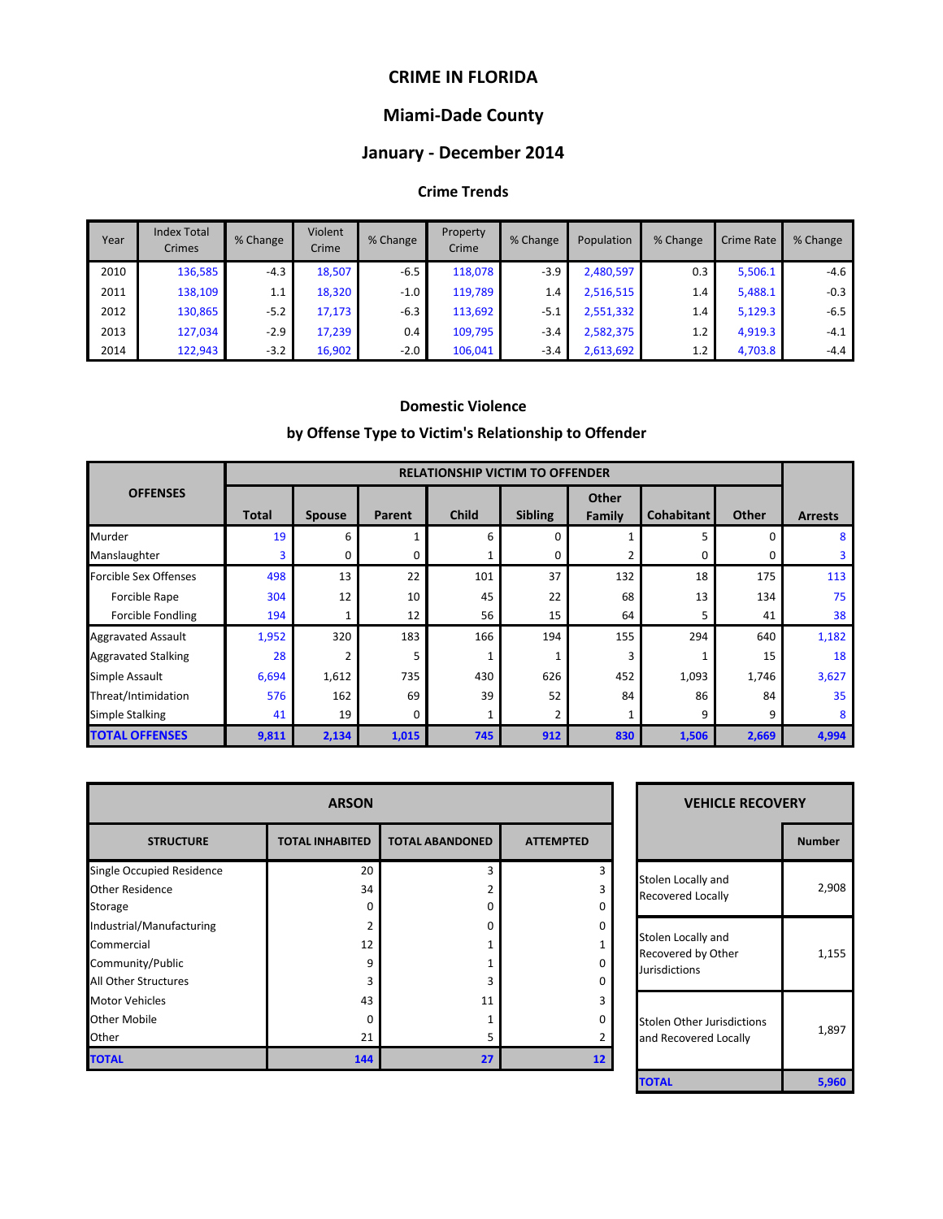# CRIME IN FLORIDA

## Miami-Dade County

## January - December 2014

### Crime Trends

| Year | Index Total Crimes | % Change | Violent Crime | % Change | Property Crime | % Change | Population | % Change | Crime Rate | % Change |
|---|---|---|---|---|---|---|---|---|---|---|
| 2010 | 136,585 | -4.3 | 18,507 | -6.5 | 118,078 | -3.9 | 2,480,597 | 0.3 | 5,506.1 | -4.6 |
| 2011 | 138,109 | 1.1 | 18,320 | -1.0 | 119,789 | 1.4 | 2,516,515 | 1.4 | 5,488.1 | -0.3 |
| 2012 | 130,865 | -5.2 | 17,173 | -6.3 | 113,692 | -5.1 | 2,551,332 | 1.4 | 5,129.3 | -6.5 |
| 2013 | 127,034 | -2.9 | 17,239 | 0.4 | 109,795 | -3.4 | 2,582,375 | 1.2 | 4,919.3 | -4.1 |
| 2014 | 122,943 | -3.2 | 16,902 | -2.0 | 106,041 | -3.4 | 2,613,692 | 1.2 | 4,703.8 | -4.4 |

### Domestic Violence

### by Offense Type to Victim's Relationship to Offender

| OFFENSES | RELATIONSHIP VICTIM TO OFFENDER | | | | | | | | Arrests |
|---|---|---|---|---|---|---|---|---|---|
| | Total | Spouse | Parent | Child | Sibling | Other Family | Cohabitant | Other | |
| Murder | 19 | 6 | 1 | 6 | 0 | 1 | 5 | 0 | 8 |
| Manslaughter | 3 | 0 | 0 | 1 | 0 | 2 | 0 | 0 | 3 |
| Forcible Sex Offenses | 498 | 13 | 22 | 101 | 37 | 132 | 18 | 175 | 113 |
| Forcible Rape | 304 | 12 | 10 | 45 | 22 | 68 | 13 | 134 | 75 |
| Forcible Fondling | 194 | 1 | 12 | 56 | 15 | 64 | 5 | 41 | 38 |
| Aggravated Assault | 1,952 | 320 | 183 | 166 | 194 | 155 | 294 | 640 | 1,182 |
| Aggravated Stalking | 28 | 2 | 5 | 1 | 1 | 3 | 1 | 15 | 18 |
| Simple Assault | 6,694 | 1,612 | 735 | 430 | 626 | 452 | 1,093 | 1,746 | 3,627 |
| Threat/Intimidation | 576 | 162 | 69 | 39 | 52 | 84 | 86 | 84 | 35 |
| Simple Stalking | 41 | 19 | 0 | 1 | 2 | 1 | 9 | 9 | 8 |
| **TOTAL OFFENSES** | **9,811** | **2,134** | **1,015** | **745** | **912** | **830** | **1,506** | **2,669** | **4,994** |

### ARSON

| STRUCTURE | TOTAL INHABITED | TOTAL ABANDONED | ATTEMPTED |
|---|---|---|---|
| Single Occupied Residence | 20 | 3 | 3 |
| Other Residence | 34 | 2 | 3 |
| Storage | 0 | 0 | 0 |
| Industrial/Manufacturing | 2 | 0 | 0 |
| Commercial | 12 | 1 | 1 |
| Community/Public | 9 | 1 | 0 |
| All Other Structures | 3 | 3 | 0 |
| Motor Vehicles | 43 | 11 | 3 |
| Other Mobile | 0 | 1 | 0 |
| Other | 21 | 5 | 2 |
| **TOTAL** | **144** | **27** | **12** |

### VEHICLE RECOVERY

| | Number |
|---|---|
| Stolen Locally and Recovered Locally | 2,908 |
| Stolen Locally and Recovered by Other Jurisdictions | 1,155 |
| Stolen Other Jurisdictions and Recovered Locally | 1,897 |
| **TOTAL** | **5,960** |